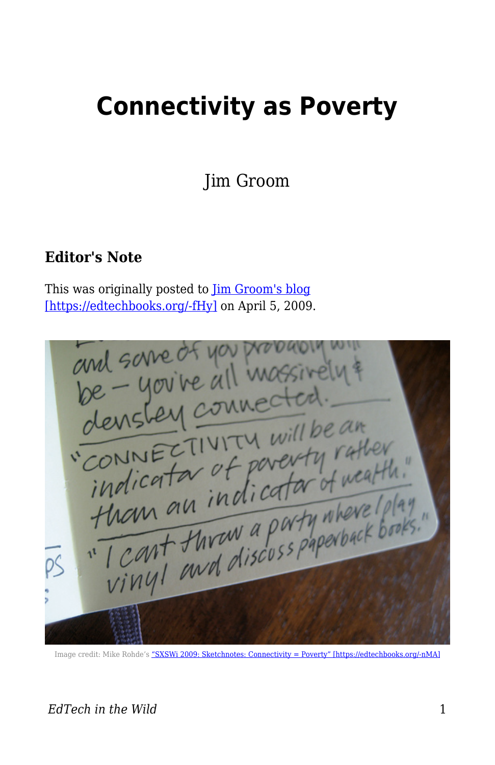# Connectivity as Poverty

Jim Groom

### Editor's Note

This was originally posted to Jim Groom's blog [https://edtechbooks.org/-fHy] on April 5, 2009.

Image credit: Mike Rohde's "SXSWi 2009: Sketchnotes: Connectivity = Poverty" [https://edtechbooks.org/-nMA]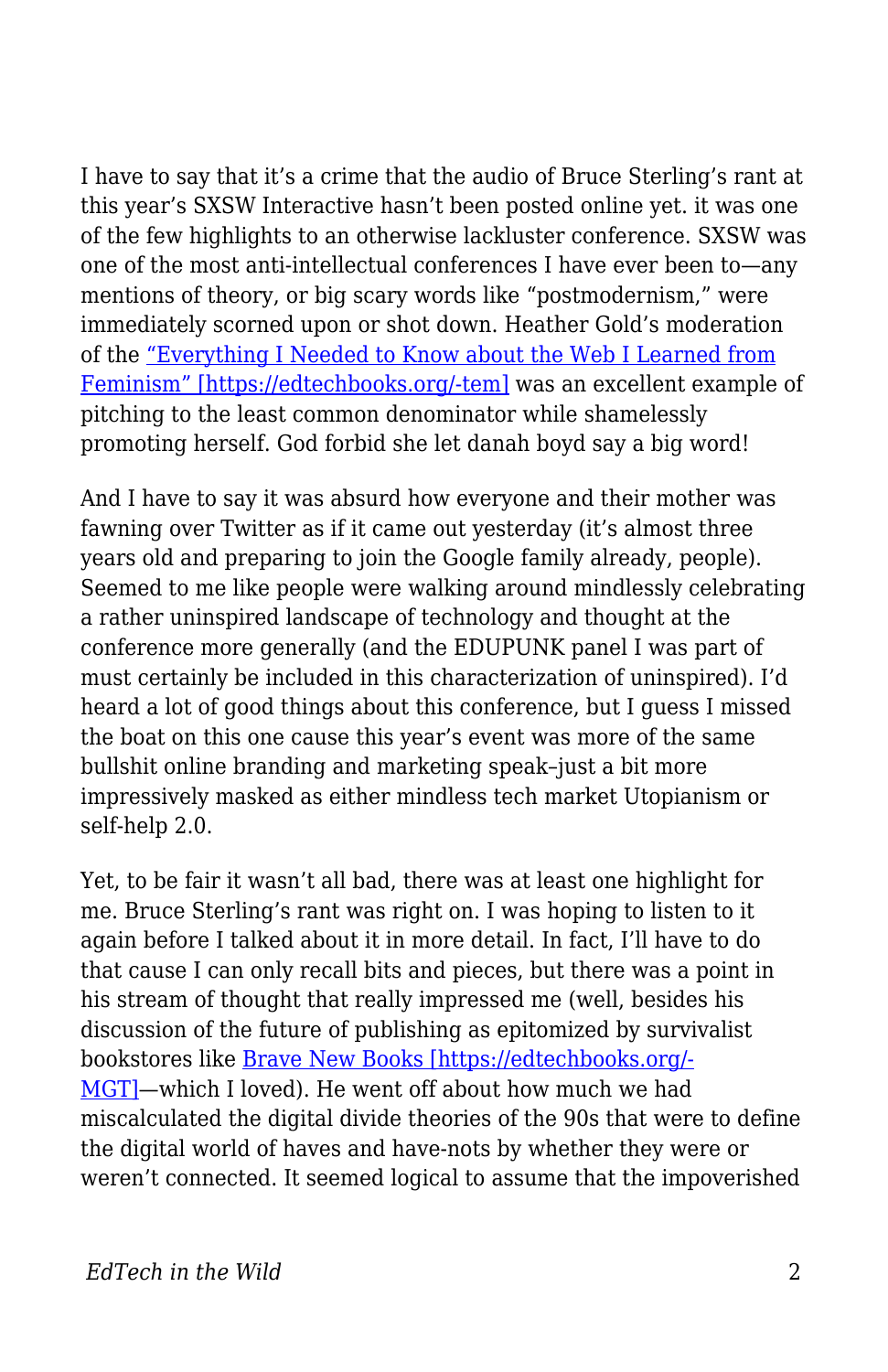I have to say that it's a crime that the audio of Bruce Sterling's rant at this year's SXSW Interactive hasn't been posted online yet. it was one of the few highlights to an otherwise lackluster conference. SXSW was one of the most anti-intellectual conferences I have ever been to—any mentions of theory, or big scary words like "postmodernism," were immediately scorned upon or shot down. Heather Gold's moderation of the ["Everything I Needed to Know about the Web I Learned from Feminism" [https://edtechbooks.org/-tem]](https://edtechbooks.org/-tem) was an excellent example of pitching to the least common denominator while shamelessly promoting herself. God forbid she let danah boyd say a big word!

And I have to say it was absurd how everyone and their mother was fawning over Twitter as if it came out yesterday (it's almost three years old and preparing to join the Google family already, people). Seemed to me like people were walking around mindlessly celebrating a rather uninspired landscape of technology and thought at the conference more generally (and the EDUPUNK panel I was part of must certainly be included in this characterization of uninspired). I'd heard a lot of good things about this conference, but I guess I missed the boat on this one cause this year's event was more of the same bullshit online branding and marketing speak–just a bit more impressively masked as either mindless tech market Utopianism or self-help 2.0.

Yet, to be fair it wasn't all bad, there was at least one highlight for me. Bruce Sterling's rant was right on. I was hoping to listen to it again before I talked about it in more detail. In fact, I'll have to do that cause I can only recall bits and pieces, but there was a point in his stream of thought that really impressed me (well, besides his discussion of the future of publishing as epitomized by survivalist bookstores like [Brave New Books [https://edtechbooks.org/-MGT]](https://edtechbooks.org/-MGT)—which I loved). He went off about how much we had miscalculated the digital divide theories of the 90s that were to define the digital world of haves and have-nots by whether they were or weren't connected. It seemed logical to assume that the impoverished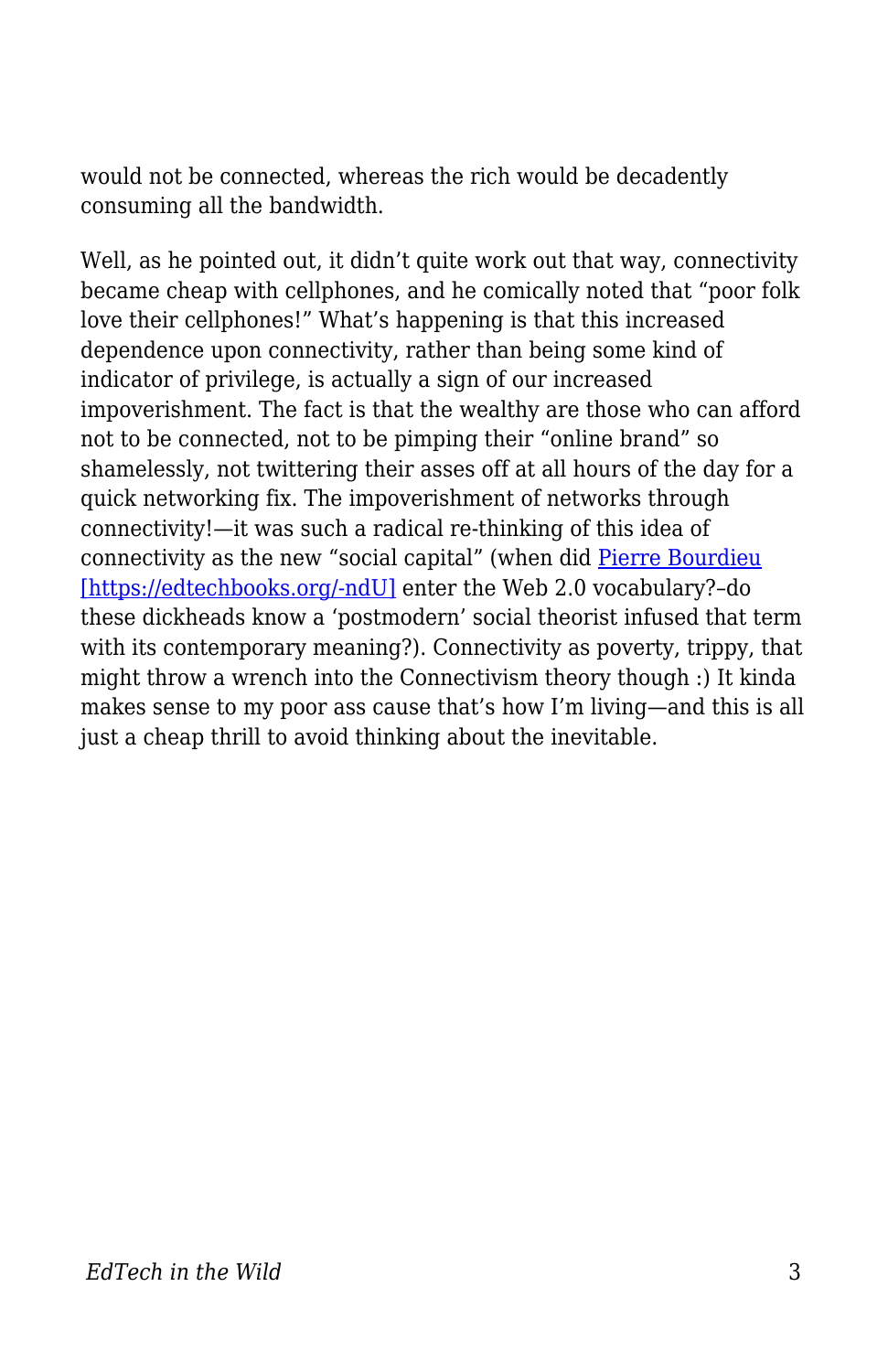would not be connected, whereas the rich would be decadently consuming all the bandwidth.

Well, as he pointed out, it didn't quite work out that way, connectivity became cheap with cellphones, and he comically noted that "poor folk love their cellphones!" What's happening is that this increased dependence upon connectivity, rather than being some kind of indicator of privilege, is actually a sign of our increased impoverishment. The fact is that the wealthy are those who can afford not to be connected, not to be pimping their "online brand" so shamelessly, not twittering their asses off at all hours of the day for a quick networking fix. The impoverishment of networks through connectivity!—it was such a radical re-thinking of this idea of connectivity as the new "social capital" (when did Pierre Bourdieu [https://edtechbooks.org/-ndU] enter the Web 2.0 vocabulary?–do these dickheads know a 'postmodern' social theorist infused that term with its contemporary meaning?). Connectivity as poverty, trippy, that might throw a wrench into the Connectivism theory though :) It kinda makes sense to my poor ass cause that's how I'm living—and this is all just a cheap thrill to avoid thinking about the inevitable.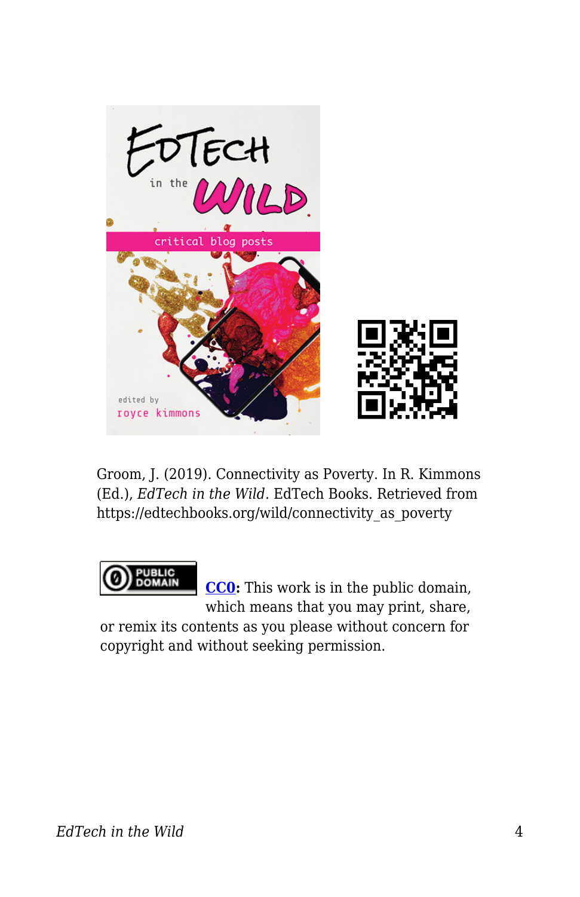Groom, J. (2019). Connectivity as Poverty. In R. Kimmons (Ed.), *EdTech in the Wild*. EdTech Books. Retrieved from https://edtechbooks.org/wild/connectivity_as_poverty

**CC0:** This work is in the public domain, which means that you may print, share, or remix its contents as you please without concern for copyright and without seeking permission.